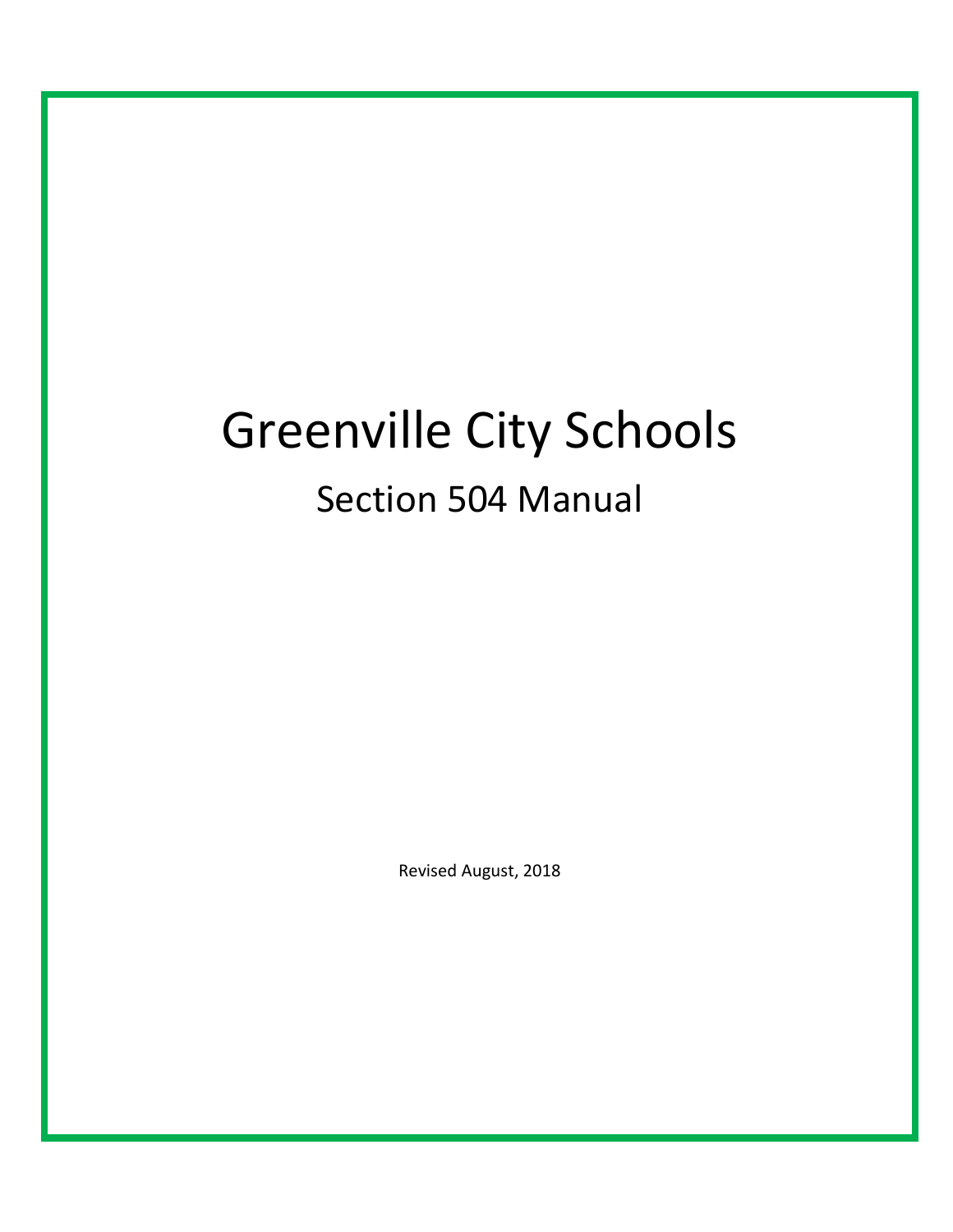# Greenville City Schools

## Section 504 Manual

Revised August, 2018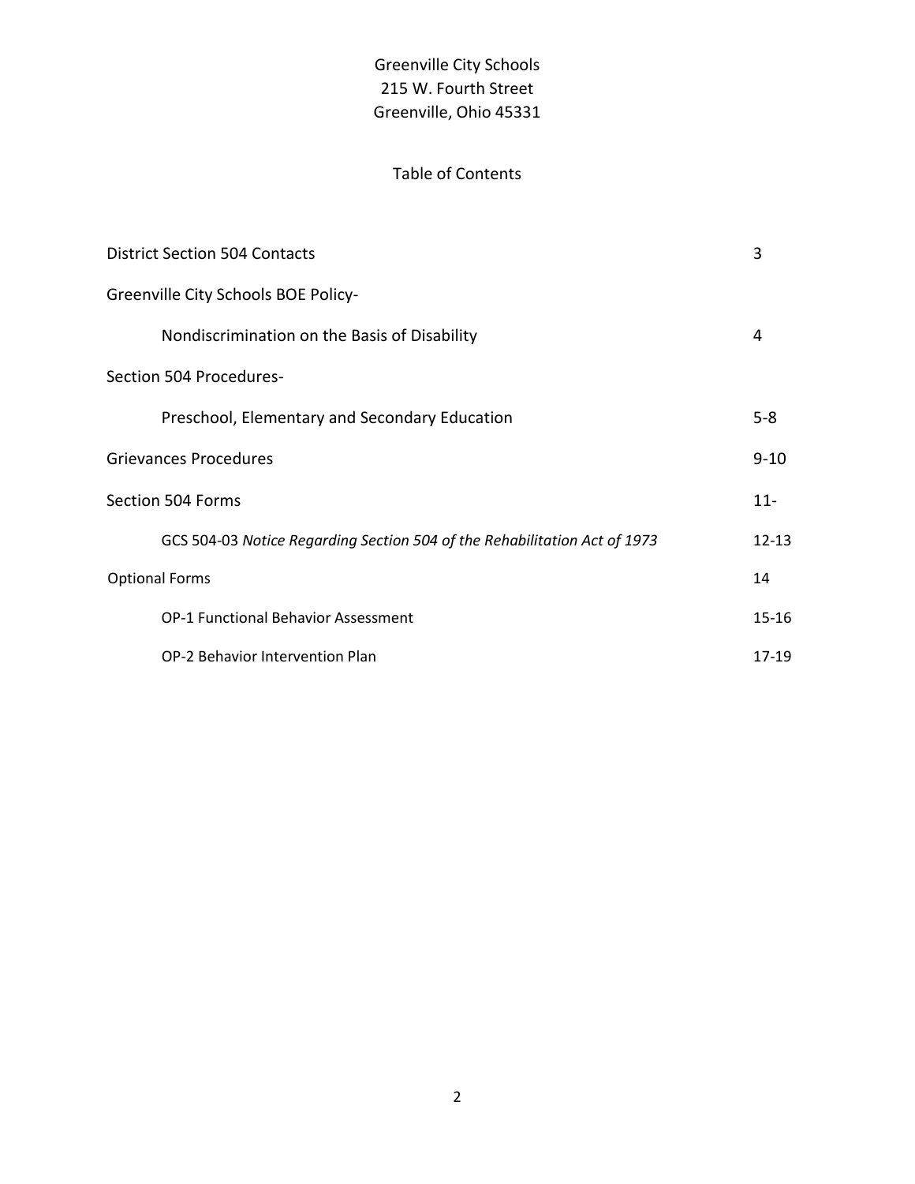Greenville City Schools
215 W. Fourth Street
Greenville, Ohio 45331

## Table of Contents

| | |
|---|---|
| District Section 504 Contacts | 3 |
| Greenville City Schools BOE Policy- | |
| Nondiscrimination on the Basis of Disability | 4 |
| Section 504 Procedures- | |
| Preschool, Elementary and Secondary Education | 5-8 |
| Grievances Procedures | 9-10 |
| Section 504 Forms | 11- |
| GCS 504-03 *Notice Regarding Section 504 of the Rehabilitation Act of 1973* | 12-13 |
| Optional Forms | 14 |
| OP-1 Functional Behavior Assessment | 15-16 |
| OP-2 Behavior Intervention Plan | 17-19 |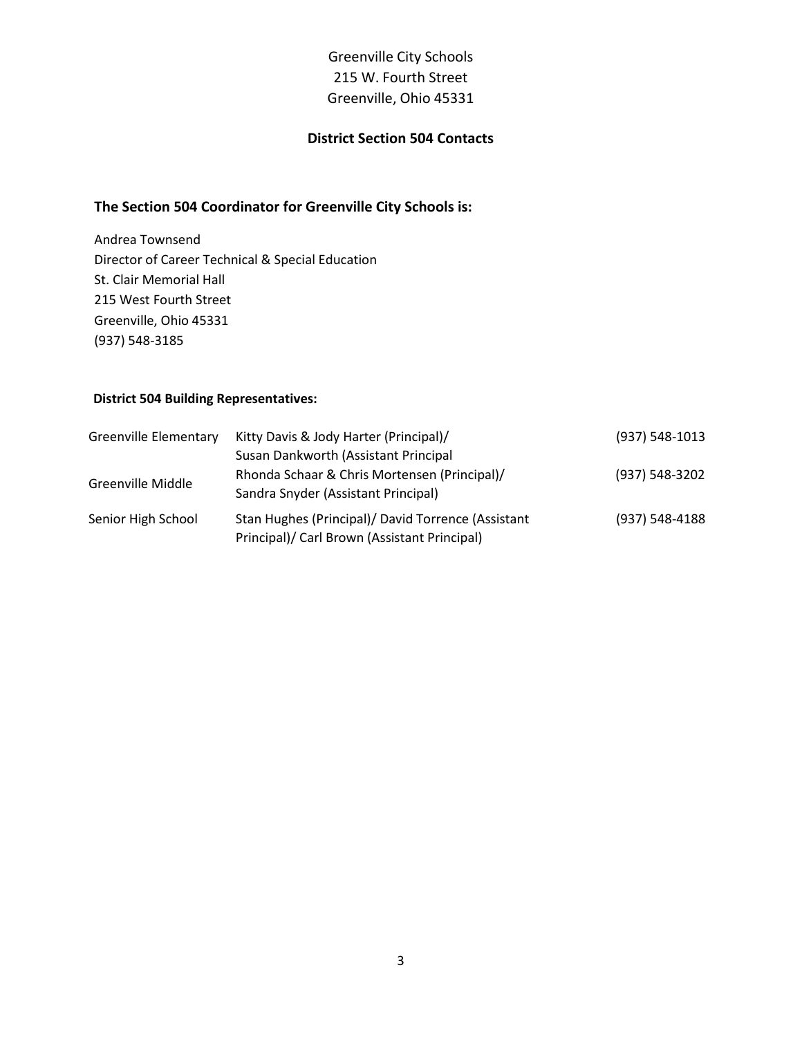Greenville City Schools
215 W. Fourth Street
Greenville, Ohio 45331

## District Section 504 Contacts

### The Section 504 Coordinator for Greenville City Schools is:

Andrea Townsend
Director of Career Technical & Special Education
St. Clair Memorial Hall
215 West Fourth Street
Greenville, Ohio 45331
(937) 548-3185

**District 504 Building Representatives:**

| | | |
|---|---|---|
| Greenville Elementary | Kitty Davis & Jody Harter (Principal)/ Susan Dankworth (Assistant Principal | (937) 548-1013 |
| Greenville Middle | Rhonda Schaar & Chris Mortensen (Principal)/ Sandra Snyder (Assistant Principal) | (937) 548-3202 |
| Senior High School | Stan Hughes (Principal)/ David Torrence (Assistant Principal)/ Carl Brown (Assistant Principal) | (937) 548-4188 |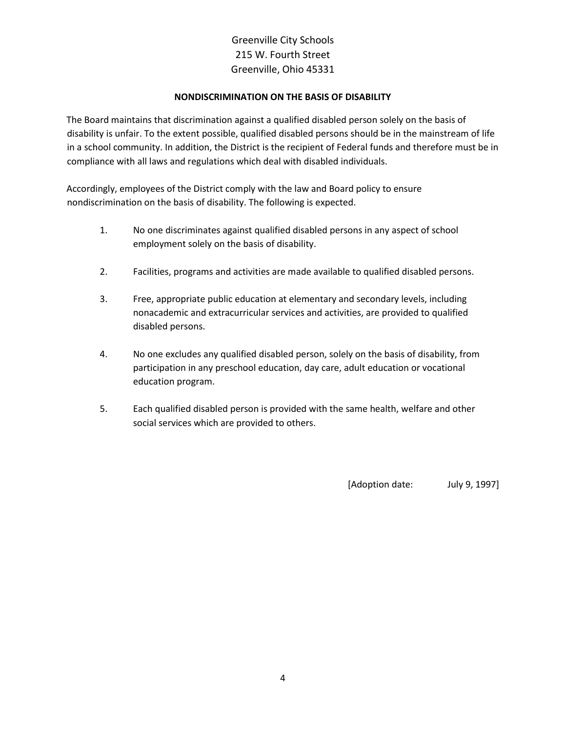Greenville City Schools
215 W. Fourth Street
Greenville, Ohio 45331

**NONDISCRIMINATION ON THE BASIS OF DISABILITY**

The Board maintains that discrimination against a qualified disabled person solely on the basis of disability is unfair. To the extent possible, qualified disabled persons should be in the mainstream of life in a school community. In addition, the District is the recipient of Federal funds and therefore must be in compliance with all laws and regulations which deal with disabled individuals.

Accordingly, employees of the District comply with the law and Board policy to ensure nondiscrimination on the basis of disability. The following is expected.

1. No one discriminates against qualified disabled persons in any aspect of school employment solely on the basis of disability.

2. Facilities, programs and activities are made available to qualified disabled persons.

3. Free, appropriate public education at elementary and secondary levels, including nonacademic and extracurricular services and activities, are provided to qualified disabled persons.

4. No one excludes any qualified disabled person, solely on the basis of disability, from participation in any preschool education, day care, adult education or vocational education program.

5. Each qualified disabled person is provided with the same health, welfare and other social services which are provided to others.

[Adoption date: July 9, 1997]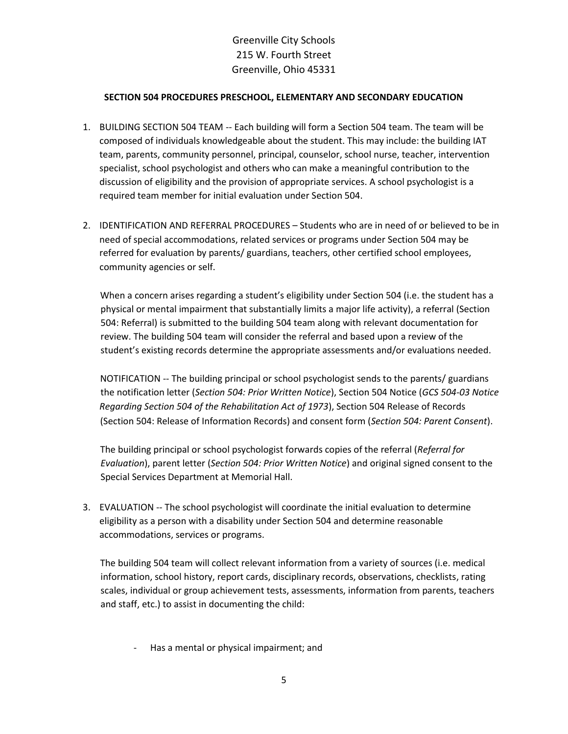Greenville City Schools
215 W. Fourth Street
Greenville, Ohio 45331

**SECTION 504 PROCEDURES PRESCHOOL, ELEMENTARY AND SECONDARY EDUCATION**

1. BUILDING SECTION 504 TEAM -- Each building will form a Section 504 team. The team will be composed of individuals knowledgeable about the student. This may include: the building IAT team, parents, community personnel, principal, counselor, school nurse, teacher, intervention specialist, school psychologist and others who can make a meaningful contribution to the discussion of eligibility and the provision of appropriate services. A school psychologist is a required team member for initial evaluation under Section 504.

2. IDENTIFICATION AND REFERRAL PROCEDURES – Students who are in need of or believed to be in need of special accommodations, related services or programs under Section 504 may be referred for evaluation by parents/ guardians, teachers, other certified school employees, community agencies or self.

   When a concern arises regarding a student's eligibility under Section 504 (i.e. the student has a physical or mental impairment that substantially limits a major life activity), a referral (Section 504: Referral) is submitted to the building 504 team along with relevant documentation for review. The building 504 team will consider the referral and based upon a review of the student's existing records determine the appropriate assessments and/or evaluations needed.

   NOTIFICATION -- The building principal or school psychologist sends to the parents/ guardians the notification letter (*Section 504: Prior Written Notice*), Section 504 Notice (*GCS 504-03 Notice Regarding Section 504 of the Rehabilitation Act of 1973*), Section 504 Release of Records (Section 504: Release of Information Records) and consent form (*Section 504: Parent Consent*).

   The building principal or school psychologist forwards copies of the referral (*Referral for Evaluation*), parent letter (*Section 504: Prior Written Notice*) and original signed consent to the Special Services Department at Memorial Hall.

3. EVALUATION -- The school psychologist will coordinate the initial evaluation to determine eligibility as a person with a disability under Section 504 and determine reasonable accommodations, services or programs.

   The building 504 team will collect relevant information from a variety of sources (i.e. medical information, school history, report cards, disciplinary records, observations, checklists, rating scales, individual or group achievement tests, assessments, information from parents, teachers and staff, etc.) to assist in documenting the child:

   - Has a mental or physical impairment; and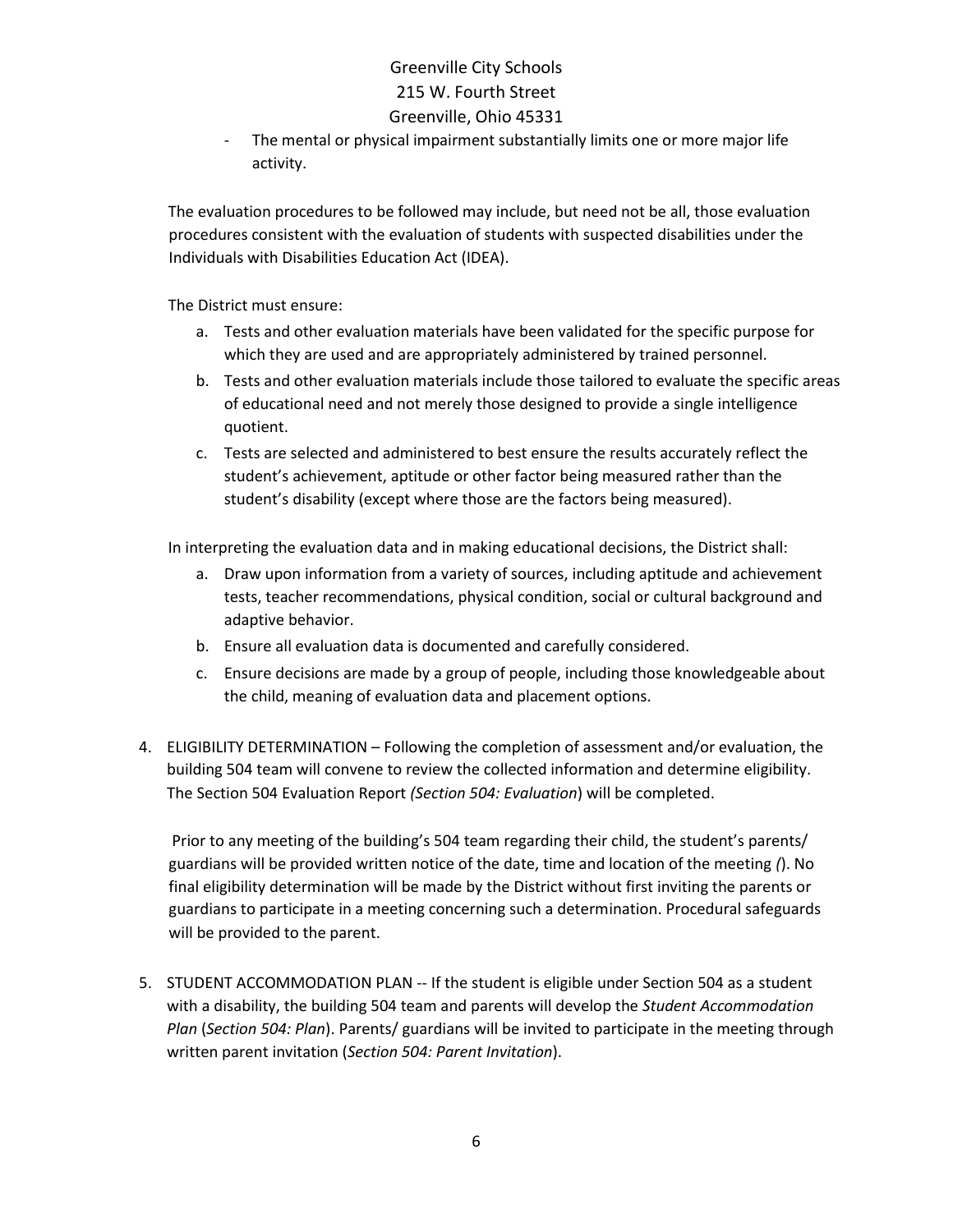- The mental or physical impairment substantially limits one or more major life activity.

The evaluation procedures to be followed may include, but need not be all, those evaluation procedures consistent with the evaluation of students with suspected disabilities under the Individuals with Disabilities Education Act (IDEA).

The District must ensure:

a. Tests and other evaluation materials have been validated for the specific purpose for which they are used and are appropriately administered by trained personnel.
b. Tests and other evaluation materials include those tailored to evaluate the specific areas of educational need and not merely those designed to provide a single intelligence quotient.
c. Tests are selected and administered to best ensure the results accurately reflect the student's achievement, aptitude or other factor being measured rather than the student's disability (except where those are the factors being measured).

In interpreting the evaluation data and in making educational decisions, the District shall:

a. Draw upon information from a variety of sources, including aptitude and achievement tests, teacher recommendations, physical condition, social or cultural background and adaptive behavior.
b. Ensure all evaluation data is documented and carefully considered.
c. Ensure decisions are made by a group of people, including those knowledgeable about the child, meaning of evaluation data and placement options.

4. ELIGIBILITY DETERMINATION – Following the completion of assessment and/or evaluation, the building 504 team will convene to review the collected information and determine eligibility. The Section 504 Evaluation Report *(Section 504: Evaluation*) will be completed.

   Prior to any meeting of the building's 504 team regarding their child, the student's parents/ guardians will be provided written notice of the date, time and location of the meeting *(*). No final eligibility determination will be made by the District without first inviting the parents or guardians to participate in a meeting concerning such a determination. Procedural safeguards will be provided to the parent.

5. STUDENT ACCOMMODATION PLAN -- If the student is eligible under Section 504 as a student with a disability, the building 504 team and parents will develop the *Student Accommodation Plan* (*Section 504: Plan*). Parents/ guardians will be invited to participate in the meeting through written parent invitation (*Section 504: Parent Invitation*).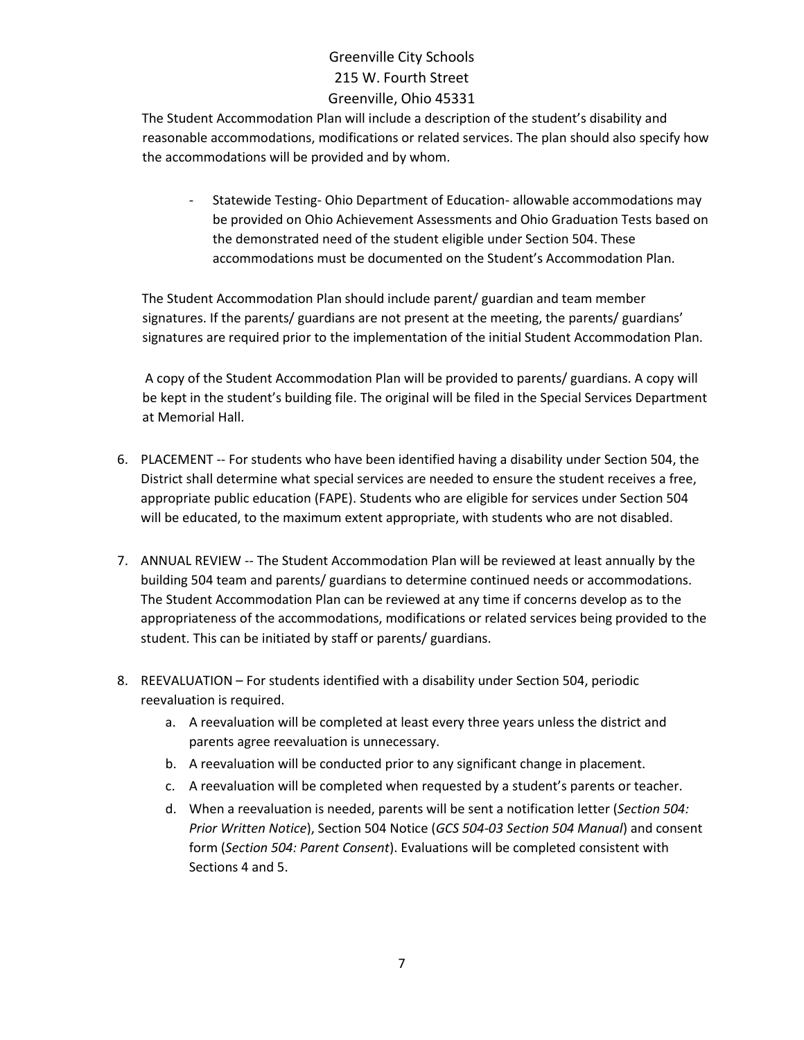The Student Accommodation Plan will include a description of the student's disability and reasonable accommodations, modifications or related services. The plan should also specify how the accommodations will be provided and by whom.

- Statewide Testing- Ohio Department of Education- allowable accommodations may be provided on Ohio Achievement Assessments and Ohio Graduation Tests based on the demonstrated need of the student eligible under Section 504. These accommodations must be documented on the Student's Accommodation Plan.

The Student Accommodation Plan should include parent/ guardian and team member signatures. If the parents/ guardians are not present at the meeting, the parents/ guardians' signatures are required prior to the implementation of the initial Student Accommodation Plan.

A copy of the Student Accommodation Plan will be provided to parents/ guardians. A copy will be kept in the student's building file. The original will be filed in the Special Services Department at Memorial Hall.

6. PLACEMENT -- For students who have been identified having a disability under Section 504, the District shall determine what special services are needed to ensure the student receives a free, appropriate public education (FAPE). Students who are eligible for services under Section 504 will be educated, to the maximum extent appropriate, with students who are not disabled.

7. ANNUAL REVIEW -- The Student Accommodation Plan will be reviewed at least annually by the building 504 team and parents/ guardians to determine continued needs or accommodations. The Student Accommodation Plan can be reviewed at any time if concerns develop as to the appropriateness of the accommodations, modifications or related services being provided to the student. This can be initiated by staff or parents/ guardians.

8. REEVALUATION – For students identified with a disability under Section 504, periodic reevaluation is required.
   a. A reevaluation will be completed at least every three years unless the district and parents agree reevaluation is unnecessary.
   b. A reevaluation will be conducted prior to any significant change in placement.
   c. A reevaluation will be completed when requested by a student's parents or teacher.
   d. When a reevaluation is needed, parents will be sent a notification letter (*Section 504: Prior Written Notice*), Section 504 Notice (*GCS 504-03 Section 504 Manual*) and consent form (*Section 504: Parent Consent*). Evaluations will be completed consistent with Sections 4 and 5.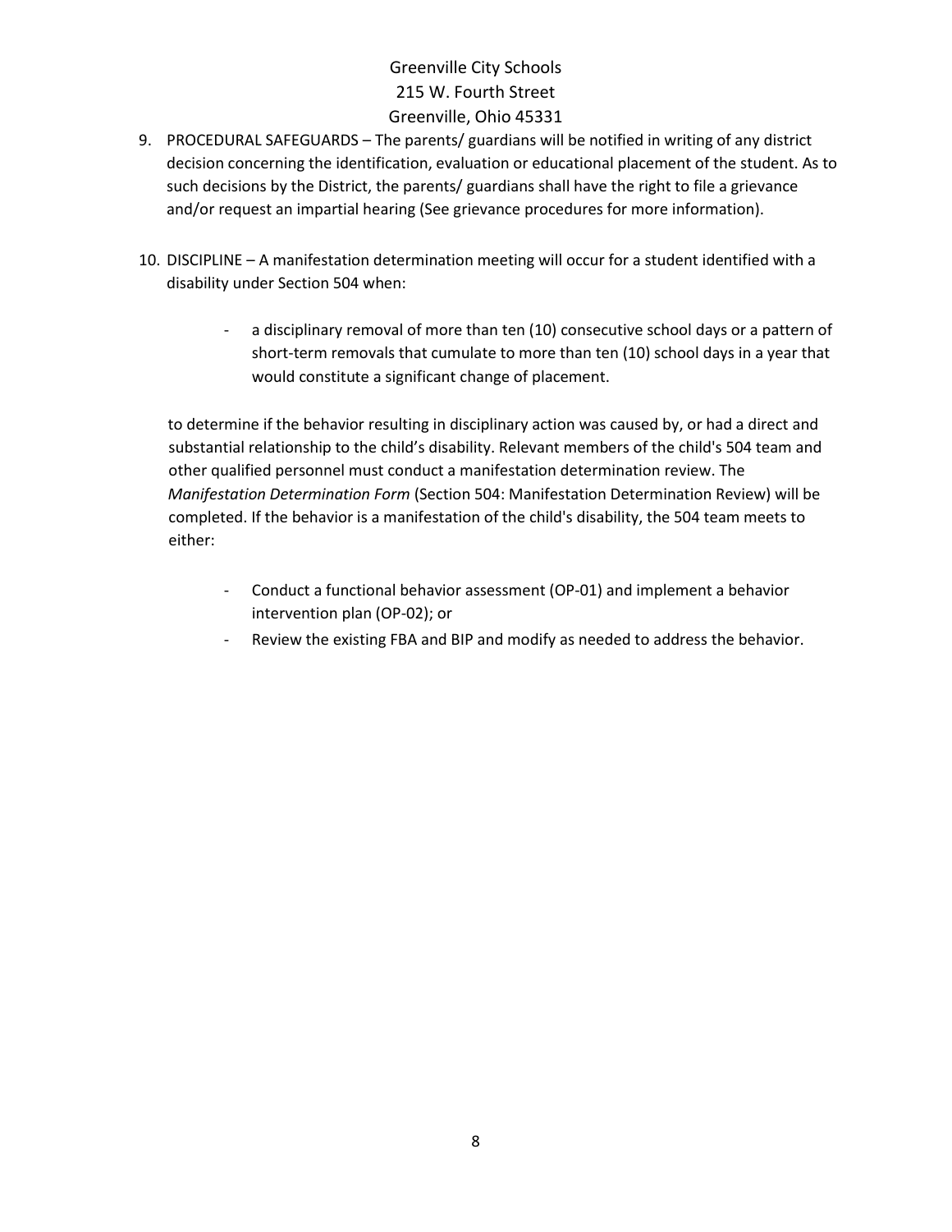9. PROCEDURAL SAFEGUARDS – The parents/ guardians will be notified in writing of any district decision concerning the identification, evaluation or educational placement of the student. As to such decisions by the District, the parents/ guardians shall have the right to file a grievance and/or request an impartial hearing (See grievance procedures for more information).

10. DISCIPLINE – A manifestation determination meeting will occur for a student identified with a disability under Section 504 when:

    - a disciplinary removal of more than ten (10) consecutive school days or a pattern of short-term removals that cumulate to more than ten (10) school days in a year that would constitute a significant change of placement.

    to determine if the behavior resulting in disciplinary action was caused by, or had a direct and substantial relationship to the child's disability. Relevant members of the child's 504 team and other qualified personnel must conduct a manifestation determination review. The *Manifestation Determination Form* (Section 504: Manifestation Determination Review) will be completed. If the behavior is a manifestation of the child's disability, the 504 team meets to either:

    - Conduct a functional behavior assessment (OP-01) and implement a behavior intervention plan (OP-02); or
    - Review the existing FBA and BIP and modify as needed to address the behavior.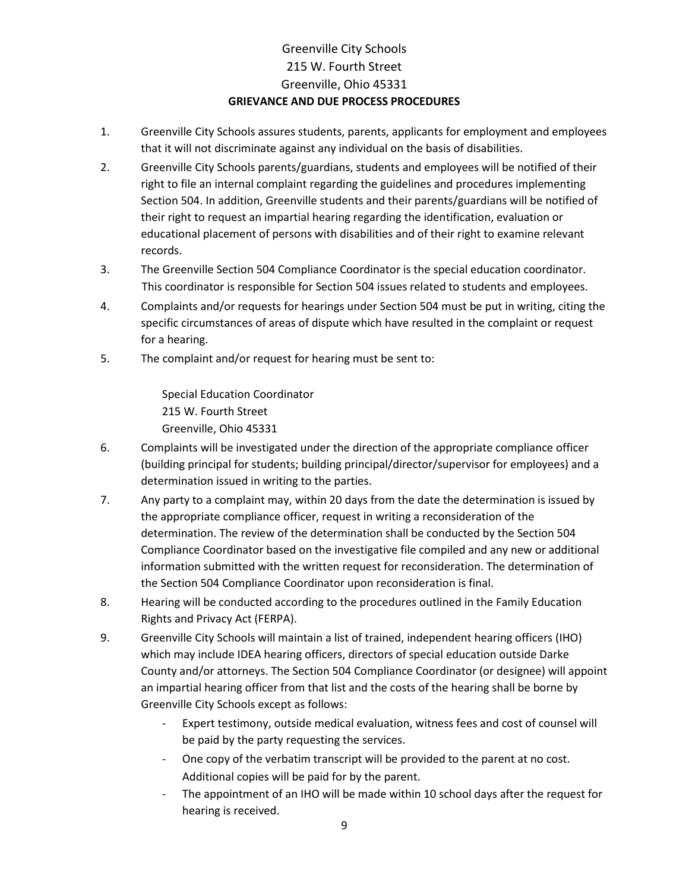Greenville City Schools
215 W. Fourth Street
Greenville, Ohio 45331

**GRIEVANCE AND DUE PROCESS PROCEDURES**

1. Greenville City Schools assures students, parents, applicants for employment and employees that it will not discriminate against any individual on the basis of disabilities.
2. Greenville City Schools parents/guardians, students and employees will be notified of their right to file an internal complaint regarding the guidelines and procedures implementing Section 504. In addition, Greenville students and their parents/guardians will be notified of their right to request an impartial hearing regarding the identification, evaluation or educational placement of persons with disabilities and of their right to examine relevant records.
3. The Greenville Section 504 Compliance Coordinator is the special education coordinator. This coordinator is responsible for Section 504 issues related to students and employees.
4. Complaints and/or requests for hearings under Section 504 must be put in writing, citing the specific circumstances of areas of dispute which have resulted in the complaint or request for a hearing.
5. The complaint and/or request for hearing must be sent to:

   Special Education Coordinator
   215 W. Fourth Street
   Greenville, Ohio 45331

6. Complaints will be investigated under the direction of the appropriate compliance officer (building principal for students; building principal/director/supervisor for employees) and a determination issued in writing to the parties.
7. Any party to a complaint may, within 20 days from the date the determination is issued by the appropriate compliance officer, request in writing a reconsideration of the determination. The review of the determination shall be conducted by the Section 504 Compliance Coordinator based on the investigative file compiled and any new or additional information submitted with the written request for reconsideration. The determination of the Section 504 Compliance Coordinator upon reconsideration is final.
8. Hearing will be conducted according to the procedures outlined in the Family Education Rights and Privacy Act (FERPA).
9. Greenville City Schools will maintain a list of trained, independent hearing officers (IHO) which may include IDEA hearing officers, directors of special education outside Darke County and/or attorneys. The Section 504 Compliance Coordinator (or designee) will appoint an impartial hearing officer from that list and the costs of the hearing shall be borne by Greenville City Schools except as follows:
   - Expert testimony, outside medical evaluation, witness fees and cost of counsel will be paid by the party requesting the services.
   - One copy of the verbatim transcript will be provided to the parent at no cost. Additional copies will be paid for by the parent.
   - The appointment of an IHO will be made within 10 school days after the request for hearing is received.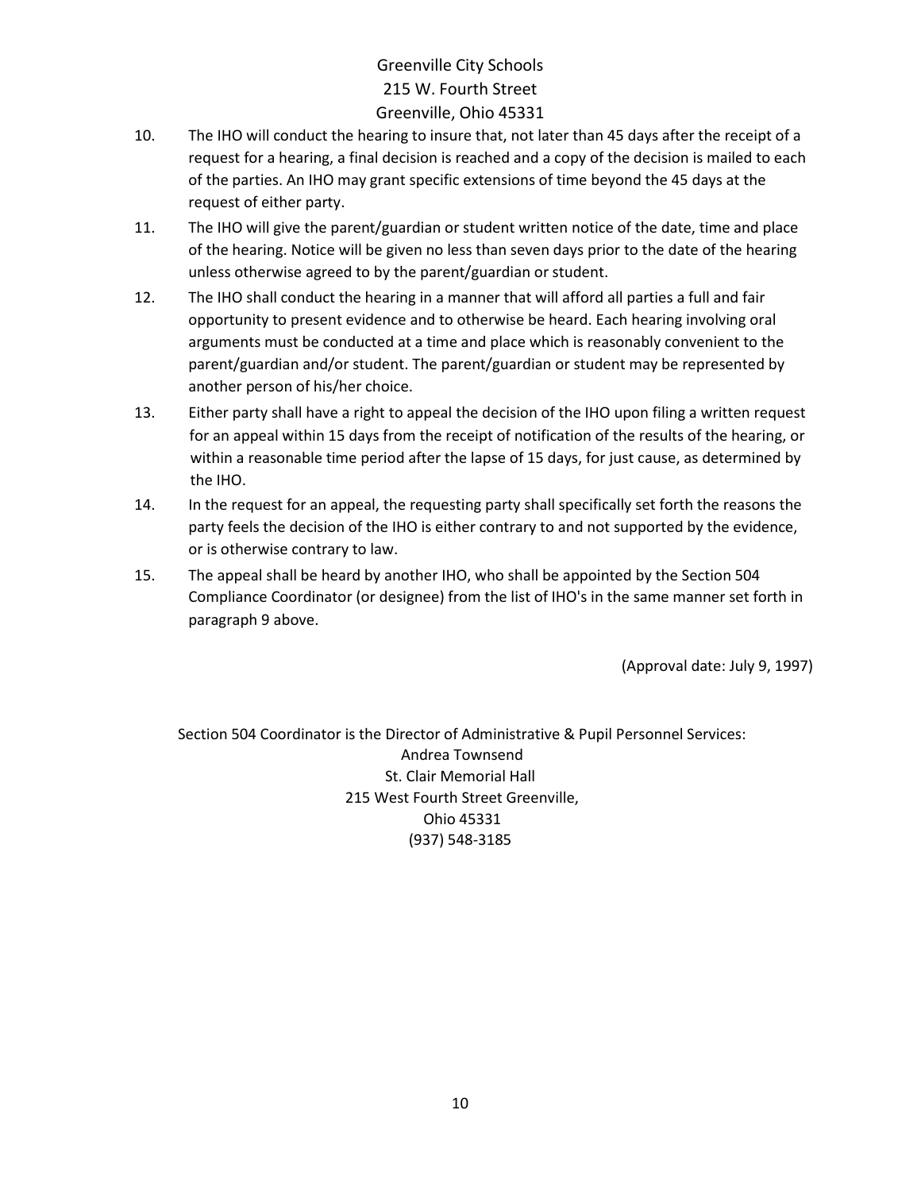10. The IHO will conduct the hearing to insure that, not later than 45 days after the receipt of a request for a hearing, a final decision is reached and a copy of the decision is mailed to each of the parties. An IHO may grant specific extensions of time beyond the 45 days at the request of either party.
11. The IHO will give the parent/guardian or student written notice of the date, time and place of the hearing. Notice will be given no less than seven days prior to the date of the hearing unless otherwise agreed to by the parent/guardian or student.
12. The IHO shall conduct the hearing in a manner that will afford all parties a full and fair opportunity to present evidence and to otherwise be heard. Each hearing involving oral arguments must be conducted at a time and place which is reasonably convenient to the parent/guardian and/or student. The parent/guardian or student may be represented by another person of his/her choice.
13. Either party shall have a right to appeal the decision of the IHO upon filing a written request for an appeal within 15 days from the receipt of notification of the results of the hearing, or within a reasonable time period after the lapse of 15 days, for just cause, as determined by the IHO.
14. In the request for an appeal, the requesting party shall specifically set forth the reasons the party feels the decision of the IHO is either contrary to and not supported by the evidence, or is otherwise contrary to law.
15. The appeal shall be heard by another IHO, who shall be appointed by the Section 504 Compliance Coordinator (or designee) from the list of IHO's in the same manner set forth in paragraph 9 above.

(Approval date: July 9, 1997)

Section 504 Coordinator is the Director of Administrative & Pupil Personnel Services:
Andrea Townsend
St. Clair Memorial Hall
215 West Fourth Street Greenville,
Ohio 45331
(937) 548-3185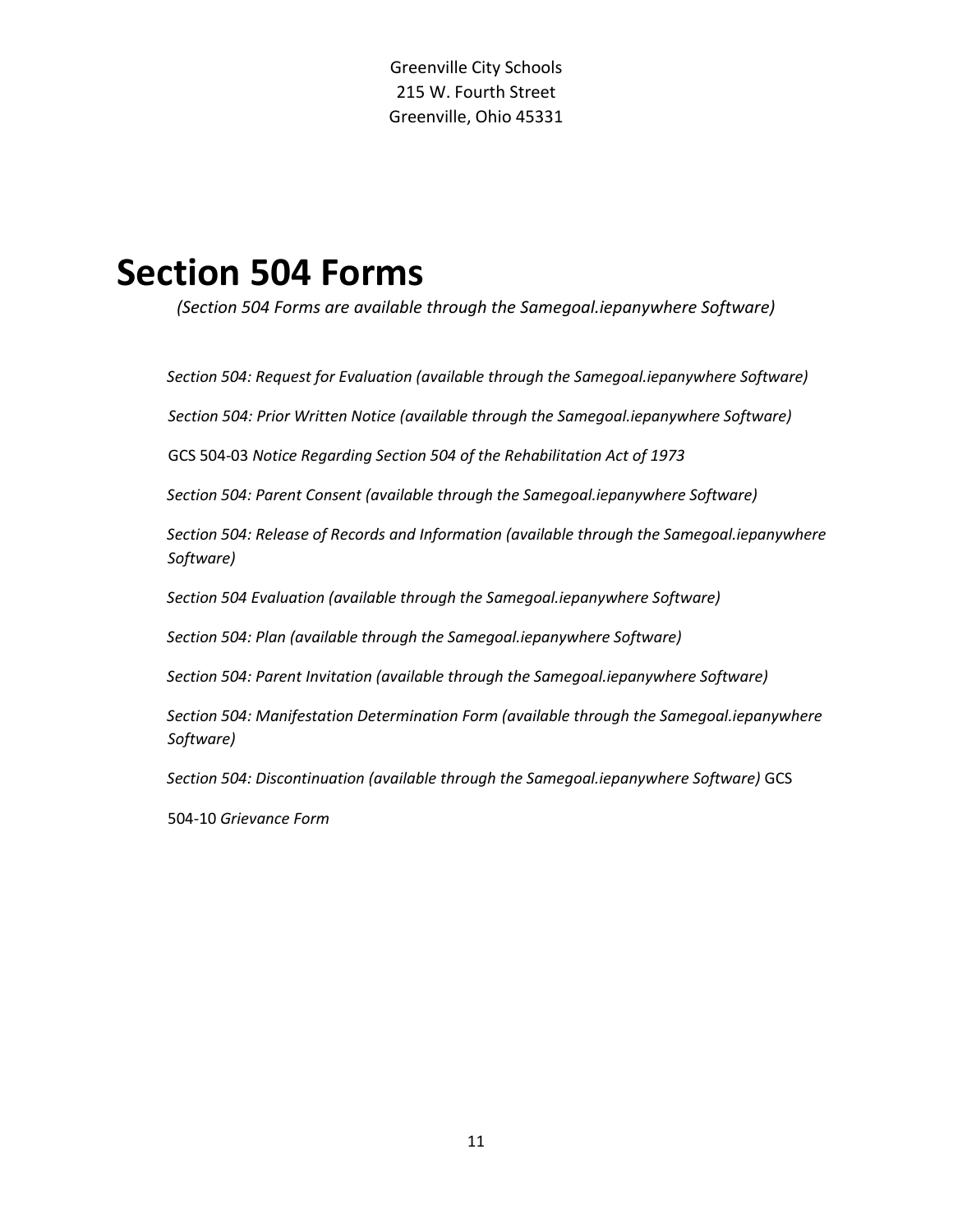Greenville City Schools
215 W. Fourth Street
Greenville, Ohio 45331

# Section 504 Forms

*(Section 504 Forms are available through the Samegoal.iepanywhere Software)*

*Section 504: Request for Evaluation (available through the Samegoal.iepanywhere Software)*

*Section 504: Prior Written Notice (available through the Samegoal.iepanywhere Software)*

GCS 504-03 *Notice Regarding Section 504 of the Rehabilitation Act of 1973*

*Section 504: Parent Consent (available through the Samegoal.iepanywhere Software)*

*Section 504: Release of Records and Information (available through the Samegoal.iepanywhere Software)*

*Section 504 Evaluation (available through the Samegoal.iepanywhere Software)*

*Section 504: Plan (available through the Samegoal.iepanywhere Software)*

*Section 504: Parent Invitation (available through the Samegoal.iepanywhere Software)*

*Section 504: Manifestation Determination Form (available through the Samegoal.iepanywhere Software)*

*Section 504: Discontinuation (available through the Samegoal.iepanywhere Software)* GCS

504-10 *Grievance Form*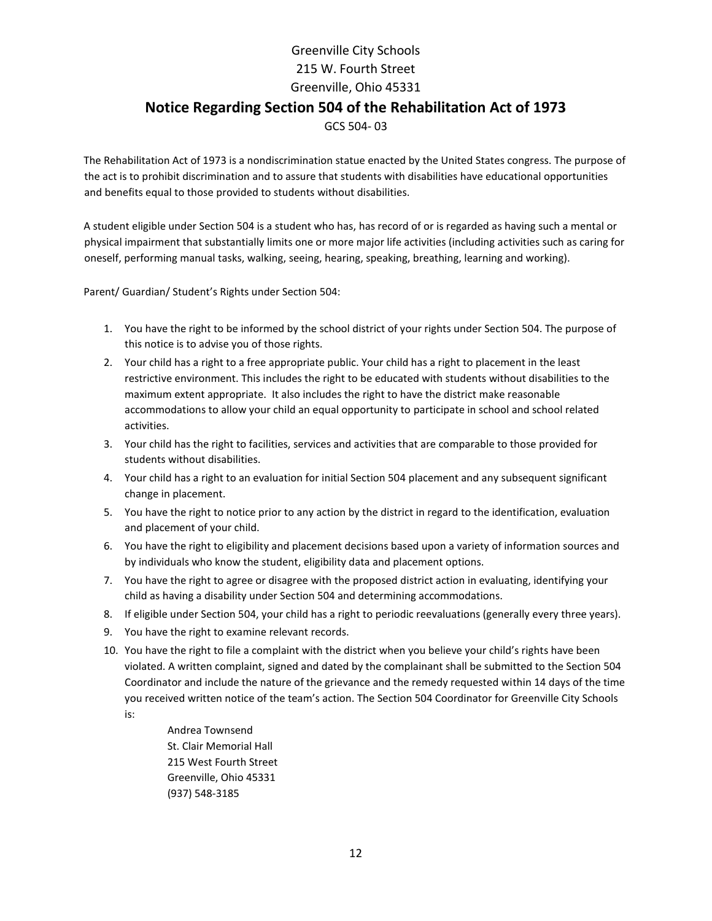Greenville City Schools
215 W. Fourth Street
Greenville, Ohio 45331

# Notice Regarding Section 504 of the Rehabilitation Act of 1973

GCS 504- 03

The Rehabilitation Act of 1973 is a nondiscrimination statue enacted by the United States congress. The purpose of the act is to prohibit discrimination and to assure that students with disabilities have educational opportunities and benefits equal to those provided to students without disabilities.

A student eligible under Section 504 is a student who has, has record of or is regarded as having such a mental or physical impairment that substantially limits one or more major life activities (including activities such as caring for oneself, performing manual tasks, walking, seeing, hearing, speaking, breathing, learning and working).

Parent/ Guardian/ Student's Rights under Section 504:

1. You have the right to be informed by the school district of your rights under Section 504. The purpose of this notice is to advise you of those rights.
2. Your child has a right to a free appropriate public. Your child has a right to placement in the least restrictive environment. This includes the right to be educated with students without disabilities to the maximum extent appropriate. It also includes the right to have the district make reasonable accommodations to allow your child an equal opportunity to participate in school and school related activities.
3. Your child has the right to facilities, services and activities that are comparable to those provided for students without disabilities.
4. Your child has a right to an evaluation for initial Section 504 placement and any subsequent significant change in placement.
5. You have the right to notice prior to any action by the district in regard to the identification, evaluation and placement of your child.
6. You have the right to eligibility and placement decisions based upon a variety of information sources and by individuals who know the student, eligibility data and placement options.
7. You have the right to agree or disagree with the proposed district action in evaluating, identifying your child as having a disability under Section 504 and determining accommodations.
8. If eligible under Section 504, your child has a right to periodic reevaluations (generally every three years).
9. You have the right to examine relevant records.
10. You have the right to file a complaint with the district when you believe your child's rights have been violated. A written complaint, signed and dated by the complainant shall be submitted to the Section 504 Coordinator and include the nature of the grievance and the remedy requested within 14 days of the time you received written notice of the team's action. The Section 504 Coordinator for Greenville City Schools is:

    Andrea Townsend
    St. Clair Memorial Hall
    215 West Fourth Street
    Greenville, Ohio 45331
    (937) 548-3185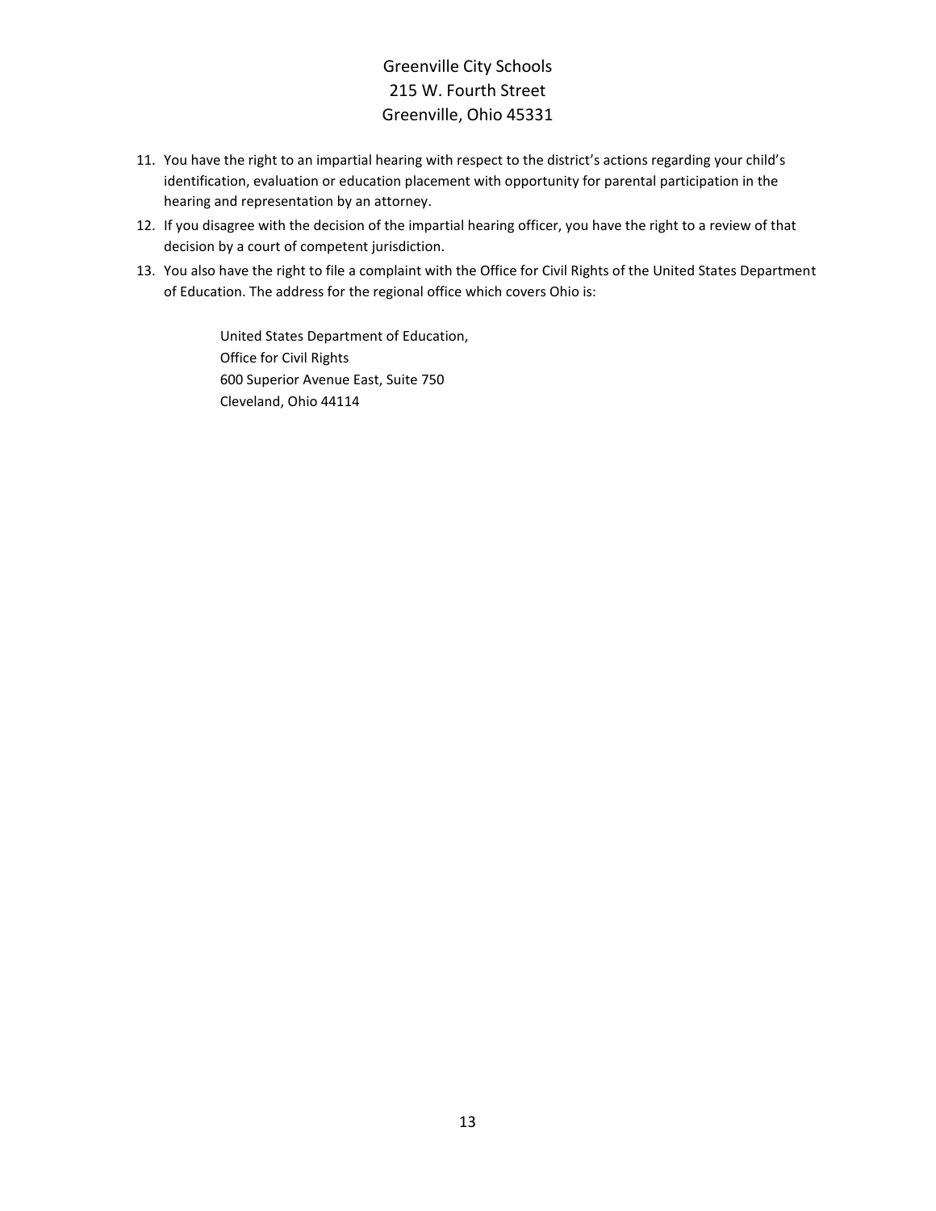11. You have the right to an impartial hearing with respect to the district's actions regarding your child's identification, evaluation or education placement with opportunity for parental participation in the hearing and representation by an attorney.
12. If you disagree with the decision of the impartial hearing officer, you have the right to a review of that decision by a court of competent jurisdiction.
13. You also have the right to file a complaint with the Office for Civil Rights of the United States Department of Education. The address for the regional office which covers Ohio is:

    United States Department of Education,
    Office for Civil Rights
    600 Superior Avenue East, Suite 750
    Cleveland, Ohio 44114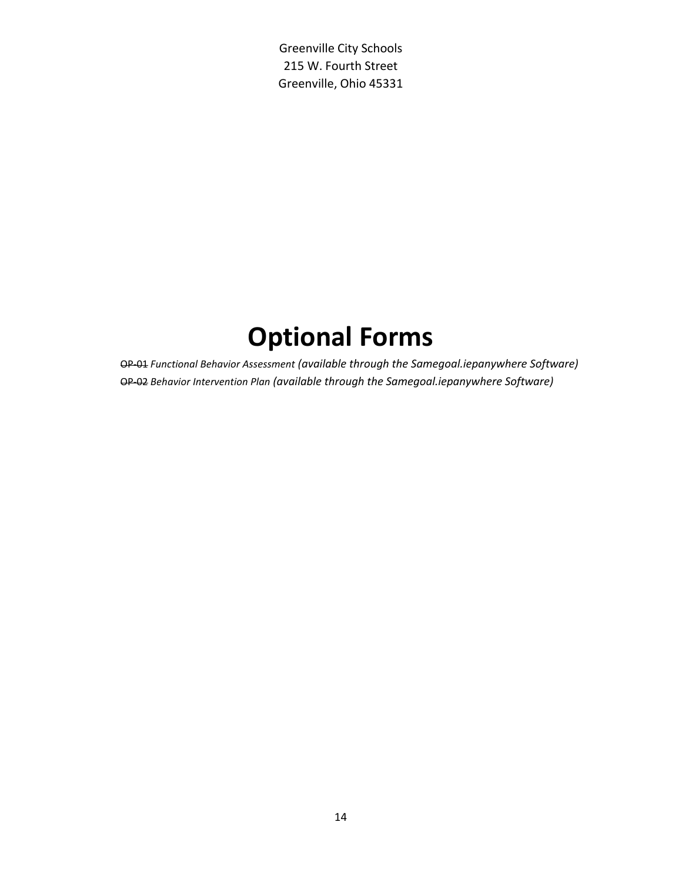Greenville City Schools
215 W. Fourth Street
Greenville, Ohio 45331

# Optional Forms

~~OP-01~~ *Functional Behavior Assessment (available through the Samegoal.iepanywhere Software)*
~~OP-02~~ *Behavior Intervention Plan (available through the Samegoal.iepanywhere Software)*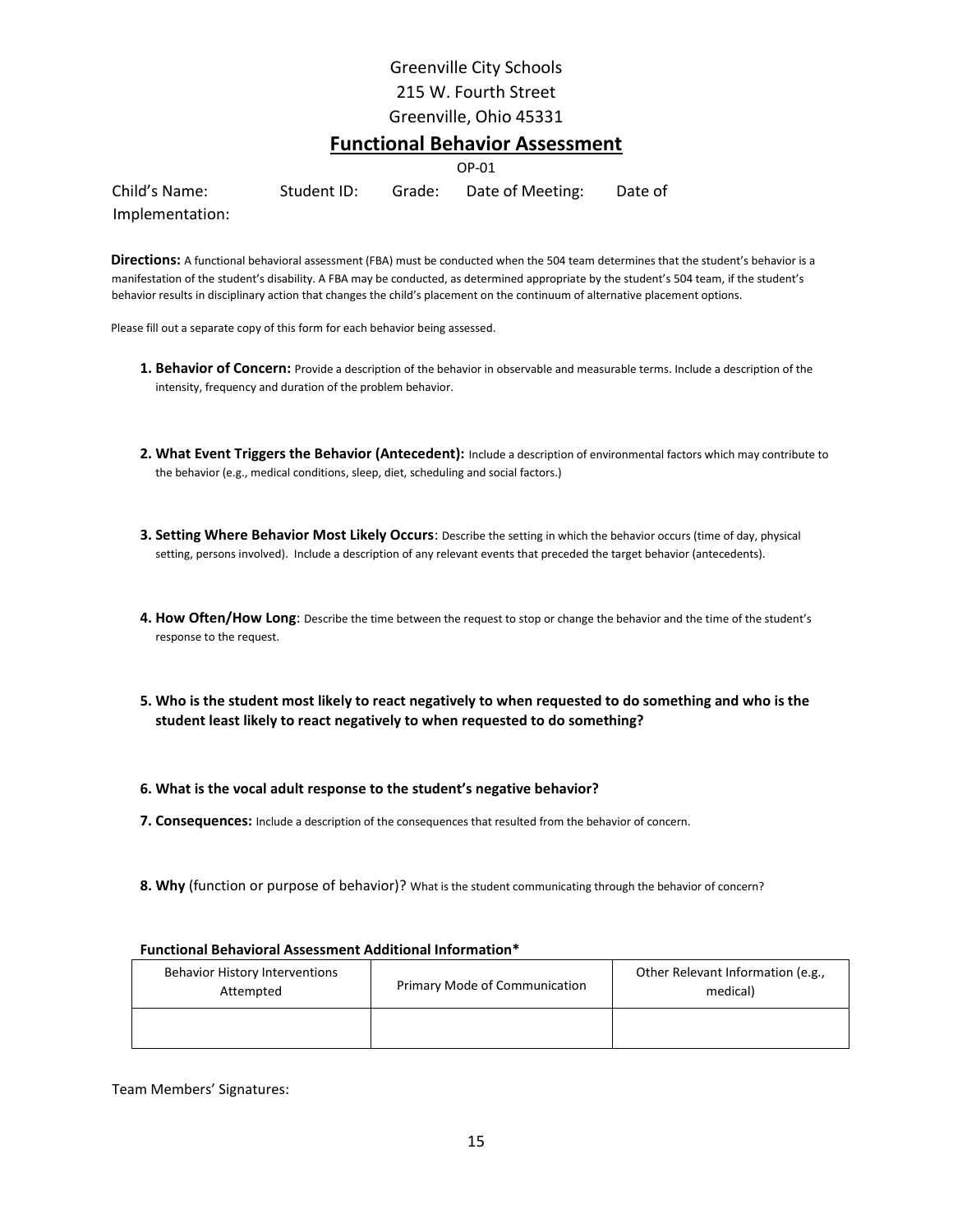Greenville City Schools

215 W. Fourth Street

Greenville, Ohio 45331

# Functional Behavior Assessment

OP-01

Child's Name: Student ID: Grade: Date of Meeting: Date of Implementation:

**Directions:** A functional behavioral assessment (FBA) must be conducted when the 504 team determines that the student's behavior is a manifestation of the student's disability. A FBA may be conducted, as determined appropriate by the student's 504 team, if the student's behavior results in disciplinary action that changes the child's placement on the continuum of alternative placement options.

Please fill out a separate copy of this form for each behavior being assessed.

1. **Behavior of Concern:** Provide a description of the behavior in observable and measurable terms. Include a description of the intensity, frequency and duration of the problem behavior.

2. **What Event Triggers the Behavior (Antecedent):** Include a description of environmental factors which may contribute to the behavior (e.g., medical conditions, sleep, diet, scheduling and social factors.)

3. **Setting Where Behavior Most Likely Occurs**: Describe the setting in which the behavior occurs (time of day, physical setting, persons involved). Include a description of any relevant events that preceded the target behavior (antecedents).

4. **How Often/How Long**: Describe the time between the request to stop or change the behavior and the time of the student's response to the request.

5. **Who is the student most likely to react negatively to when requested to do something and who is the student least likely to react negatively to when requested to do something?**

6. **What is the vocal adult response to the student's negative behavior?**

7. **Consequences:** Include a description of the consequences that resulted from the behavior of concern.

8. **Why** (function or purpose of behavior)? What is the student communicating through the behavior of concern?

**Functional Behavioral Assessment Additional Information***

| Behavior History Interventions Attempted | Primary Mode of Communication | Other Relevant Information (e.g., medical) |
|---|---|---|
| | | |

Team Members' Signatures: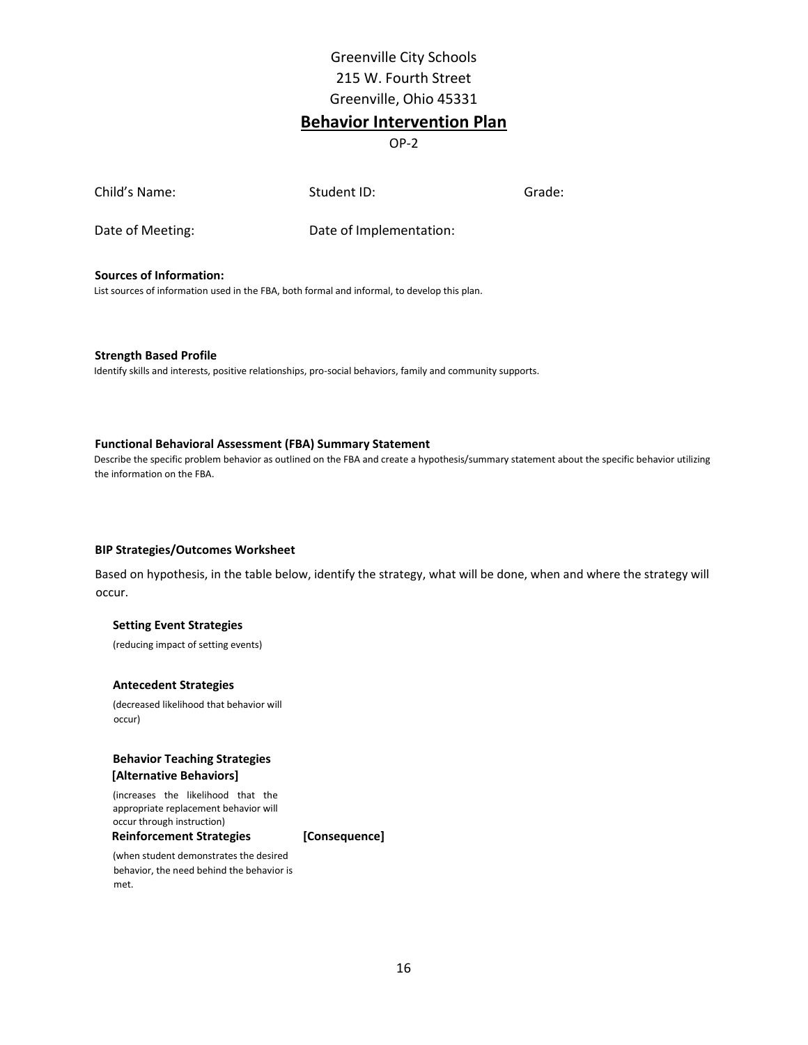Greenville City Schools
215 W. Fourth Street
Greenville, Ohio 45331

# Behavior Intervention Plan

OP-2

Child's Name: Student ID: Grade:

Date of Meeting: Date of Implementation:

**Sources of Information:**

List sources of information used in the FBA, both formal and informal, to develop this plan.

**Strength Based Profile**

Identify skills and interests, positive relationships, pro-social behaviors, family and community supports.

**Functional Behavioral Assessment (FBA) Summary Statement**

Describe the specific problem behavior as outlined on the FBA and create a hypothesis/summary statement about the specific behavior utilizing the information on the FBA.

**BIP Strategies/Outcomes Worksheet**

Based on hypothesis, in the table below, identify the strategy, what will be done, when and where the strategy will occur.

**Setting Event Strategies**

(reducing impact of setting events)

**Antecedent Strategies**

(decreased likelihood that behavior will occur)

**Behavior Teaching Strategies [Alternative Behaviors]**

(increases the likelihood that the appropriate replacement behavior will occur through instruction)

**Reinforcement Strategies** **[Consequence]**

(when student demonstrates the desired behavior, the need behind the behavior is met.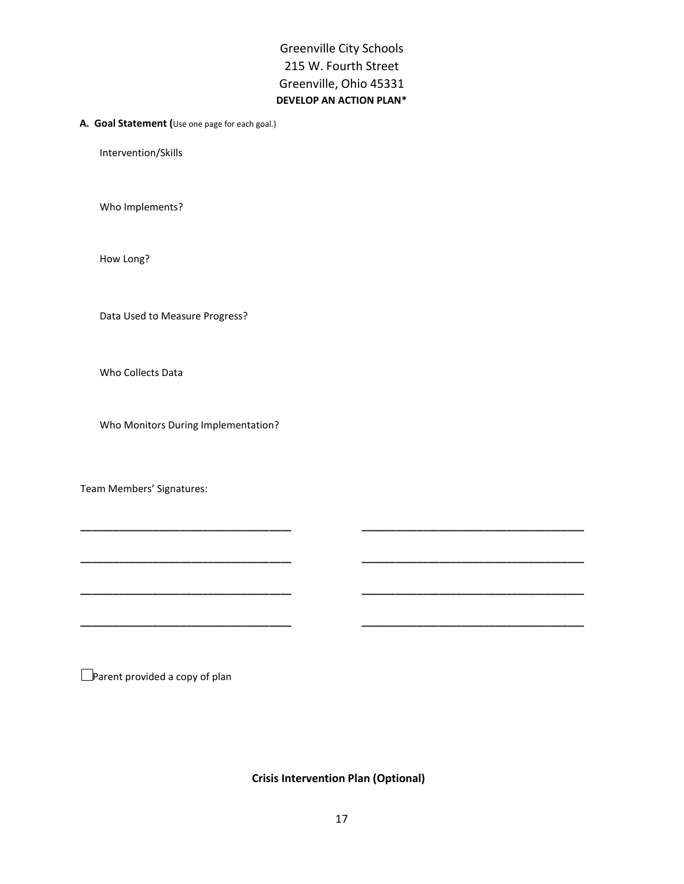Greenville City Schools
215 W. Fourth Street
Greenville, Ohio 45331

**DEVELOP AN ACTION PLAN***

**A. Goal Statement (**Use one page for each goal.)

Intervention/Skills

Who Implements?

How Long?

Data Used to Measure Progress?

Who Collects Data

Who Monitors During Implementation?

Team Members' Signatures:

___________________________________ ___________________________________

___________________________________ ___________________________________

___________________________________ ___________________________________

___________________________________ ___________________________________

☐ Parent provided a copy of plan

**Crisis Intervention Plan (Optional)**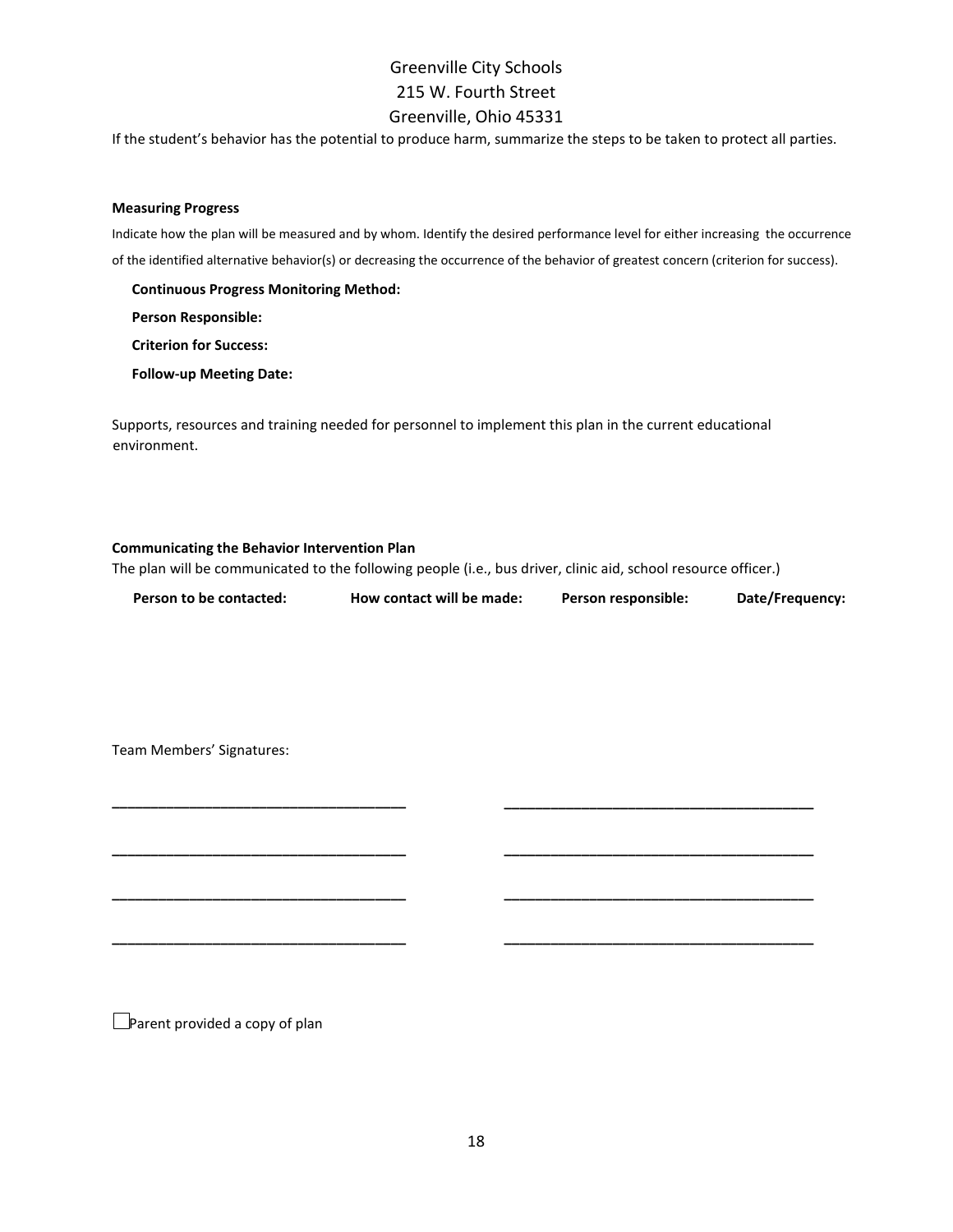Greenville City Schools
215 W. Fourth Street
Greenville, Ohio 45331

If the student's behavior has the potential to produce harm, summarize the steps to be taken to protect all parties.

**Measuring Progress**

Indicate how the plan will be measured and by whom. Identify the desired performance level for either increasing the occurrence of the identified alternative behavior(s) or decreasing the occurrence of the behavior of greatest concern (criterion for success).

**Continuous Progress Monitoring Method:**

**Person Responsible:**

**Criterion for Success:**

**Follow-up Meeting Date:**

Supports, resources and training needed for personnel to implement this plan in the current educational environment.

**Communicating the Behavior Intervention Plan**

The plan will be communicated to the following people (i.e., bus driver, clinic aid, school resource officer.)

| Person to be contacted: | How contact will be made: | Person responsible: | Date/Frequency: |
| --- | --- | --- | --- |

Team Members' Signatures:

_____________________________________ _____________________________________

_____________________________________ _____________________________________

_____________________________________ _____________________________________

_____________________________________ _____________________________________

☐ Parent provided a copy of plan